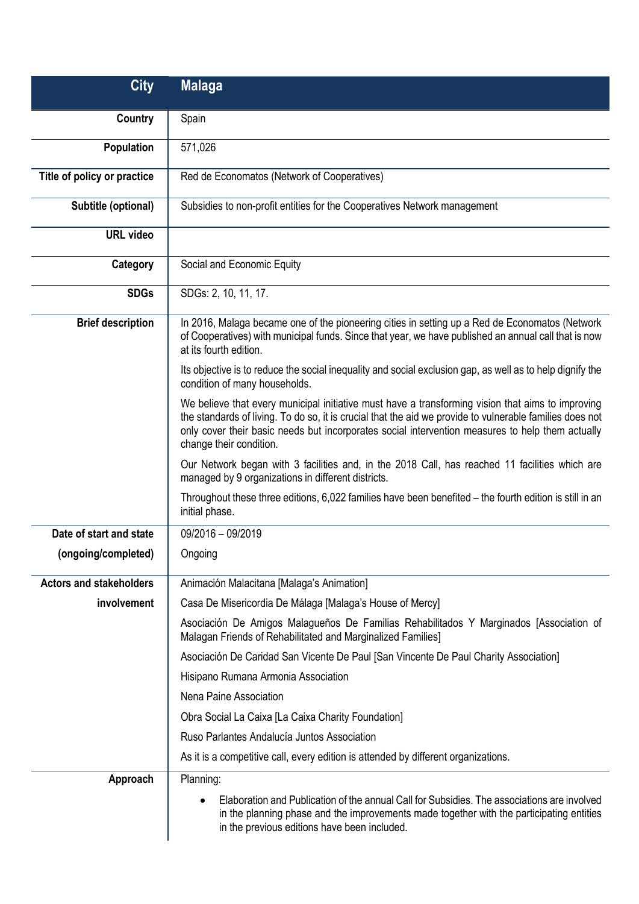| City | Malaga |
| --- | --- |
| Country | Spain |
| Population | 571,026 |
| Title of policy or practice | Red de Economatos (Network of Cooperatives) |
| Subtitle (optional) | Subsidies to non-profit entities for the Cooperatives Network management |
| URL video | |
| Category | Social and Economic Equity |
| SDGs | SDGs: 2, 10, 11, 17. |
| Brief description | In 2016, Malaga became one of the pioneering cities in setting up a Red de Economatos (Network of Cooperatives) with municipal funds. Since that year, we have published an annual call that is now at its fourth edition.<br><br>Its objective is to reduce the social inequality and social exclusion gap, as well as to help dignify the condition of many households.<br><br>We believe that every municipal initiative must have a transforming vision that aims to improving the standards of living. To do so, it is crucial that the aid we provide to vulnerable families does not only cover their basic needs but incorporates social intervention measures to help them actually change their condition.<br><br>Our Network began with 3 facilities and, in the 2018 Call, has reached 11 facilities which are managed by 9 organizations in different districts.<br><br>Throughout these three editions, 6,022 families have been benefited – the fourth edition is still in an initial phase. |
| Date of start and state (ongoing/completed) | 09/2016 – 09/2019<br><br>Ongoing |
| Actors and stakeholders involvement | Animación Malacitana [Malaga's Animation]<br><br>Casa De Misericordia De Málaga [Malaga's House of Mercy]<br><br>Asociación De Amigos Malagueños De Familias Rehabilitados Y Marginados [Association of Malagan Friends of Rehabilitated and Marginalized Families]<br><br>Asociación De Caridad San Vicente De Paul [San Vincente De Paul Charity Association]<br><br>Hisipano Rumana Armonia Association<br><br>Nena Paine Association<br><br>Obra Social La Caixa [La Caixa Charity Foundation]<br><br>Ruso Parlantes Andalucía Juntos Association<br><br>As it is a competitive call, every edition is attended by different organizations. |
| Approach | Planning:<br><br>• Elaboration and Publication of the annual Call for Subsidies. The associations are involved in the planning phase and the improvements made together with the participating entities in the previous editions have been included. |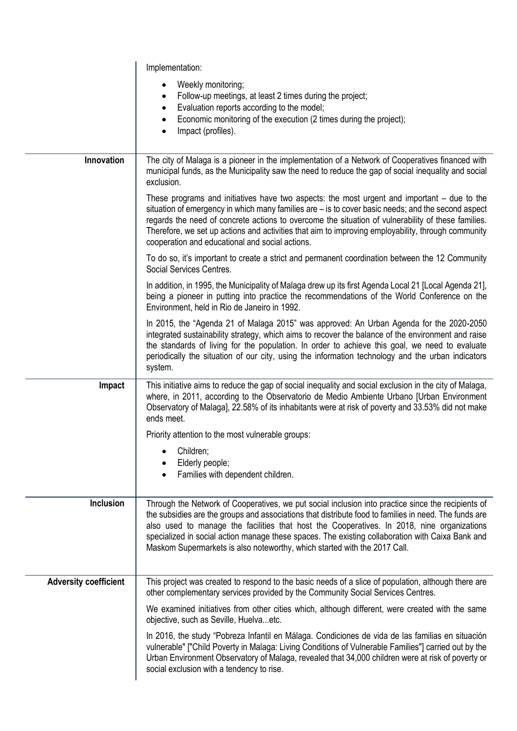| | |
|---|---|
| | Implementation:<br><br>• Weekly monitoring;<br>• Follow-up meetings, at least 2 times during the project;<br>• Evaluation reports according to the model;<br>• Economic monitoring of the execution (2 times during the project);<br>• Impact (profiles). |
| **Innovation** | The city of Malaga is a pioneer in the implementation of a Network of Cooperatives financed with municipal funds, as the Municipality saw the need to reduce the gap of social inequality and social exclusion.<br><br>These programs and initiatives have two aspects: the most urgent and important – due to the situation of emergency in which many families are – is to cover basic needs; and the second aspect regards the need of concrete actions to overcome the situation of vulnerability of these families. Therefore, we set up actions and activities that aim to improving employability, through community cooperation and educational and social actions.<br><br>To do so, it's important to create a strict and permanent coordination between the 12 Community Social Services Centres.<br><br>In addition, in 1995, the Municipality of Malaga drew up its first Agenda Local 21 [Local Agenda 21], being a pioneer in putting into practice the recommendations of the World Conference on the Environment, held in Rio de Janeiro in 1992.<br><br>In 2015, the "Agenda 21 of Malaga 2015" was approved: An Urban Agenda for the 2020-2050 integrated sustainability strategy, which aims to recover the balance of the environment and raise the standards of living for the population. In order to achieve this goal, we need to evaluate periodically the situation of our city, using the information technology and the urban indicators system. |
| **Impact** | This initiative aims to reduce the gap of social inequality and social exclusion in the city of Malaga, where, in 2011, according to the Observatorio de Medio Ambiente Urbano [Urban Environment Observatory of Malaga], 22.58% of its inhabitants were at risk of poverty and 33.53% did not make ends meet.<br><br>Priority attention to the most vulnerable groups:<br><br>• Children;<br>• Elderly people;<br>• Families with dependent children. |
| **Inclusion** | Through the Network of Cooperatives, we put social inclusion into practice since the recipients of the subsidies are the groups and associations that distribute food to families in need. The funds are also used to manage the facilities that host the Cooperatives. In 2018, nine organizations specialized in social action manage these spaces. The existing collaboration with Caixa Bank and Maskom Supermarkets is also noteworthy, which started with the 2017 Call. |
| **Adversity coefficient** | This project was created to respond to the basic needs of a slice of population, although there are other complementary services provided by the Community Social Services Centres.<br><br>We examined initiatives from other cities which, although different, were created with the same objective, such as Seville, Huelva...etc.<br><br>In 2016, the study "Pobreza Infantil en Málaga. Condiciones de vida de las familias en situación vulnerable" ["Child Poverty in Malaga: Living Conditions of Vulnerable Families"] carried out by the Urban Environment Observatory of Malaga, revealed that 34,000 children were at risk of poverty or social exclusion with a tendency to rise. |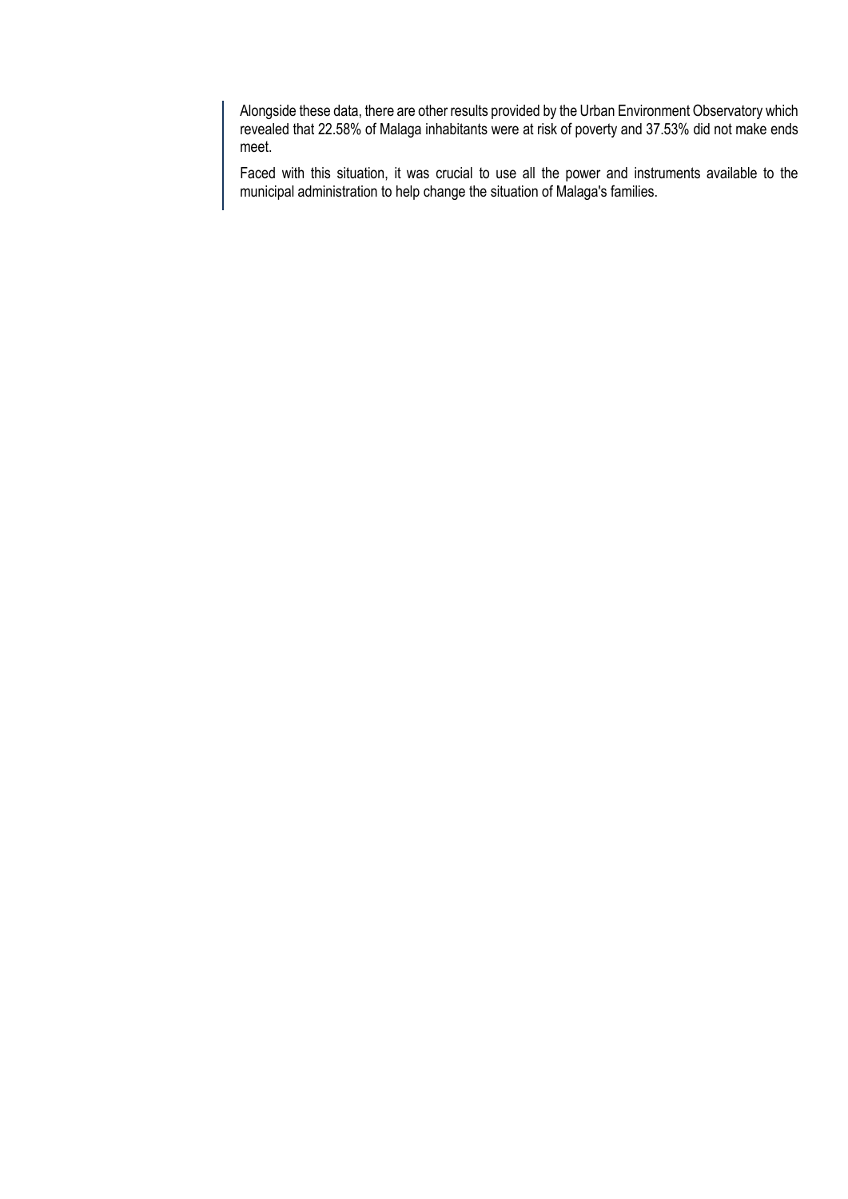Alongside these data, there are other results provided by the Urban Environment Observatory which revealed that 22.58% of Malaga inhabitants were at risk of poverty and 37.53% did not make ends meet.

Faced with this situation, it was crucial to use all the power and instruments available to the municipal administration to help change the situation of Malaga's families.